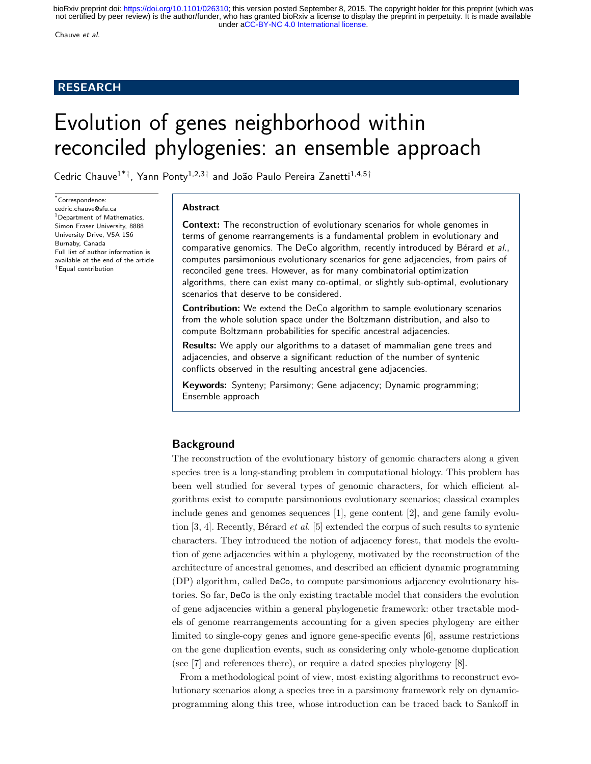RESEARCH

# Evolution of genes neighborhood within reconciled phylogenies: an ensemble approach

Cedric Chauve[1*†], Yann Ponty[1,2,3†] and João Paulo Pereira Zanetti[1,4,5†]

*Correspondence: cedric.chauve@sfu.ca
[1]Department of Mathematics, Simon Fraser University, 8888 University Drive, V5A 1S6 Burnaby, Canada
Full list of author information is available at the end of the article
†Equal contribution

## Abstract

**Context:** The reconstruction of evolutionary scenarios for whole genomes in terms of genome rearrangements is a fundamental problem in evolutionary and comparative genomics. The DeCo algorithm, recently introduced by Bérard *et al.*, computes parsimonious evolutionary scenarios for gene adjacencies, from pairs of reconciled gene trees. However, as for many combinatorial optimization algorithms, there can exist many co-optimal, or slightly sub-optimal, evolutionary scenarios that deserve to be considered.

**Contribution:** We extend the DeCo algorithm to sample evolutionary scenarios from the whole solution space under the Boltzmann distribution, and also to compute Boltzmann probabilities for specific ancestral adjacencies.

**Results:** We apply our algorithms to a dataset of mammalian gene trees and adjacencies, and observe a significant reduction of the number of syntenic conflicts observed in the resulting ancestral gene adjacencies.

**Keywords:** Synteny; Parsimony; Gene adjacency; Dynamic programming; Ensemble approach

## Background

The reconstruction of the evolutionary history of genomic characters along a given species tree is a long-standing problem in computational biology. This problem has been well studied for several types of genomic characters, for which efficient algorithms exist to compute parsimonious evolutionary scenarios; classical examples include genes and genomes sequences [1], gene content [2], and gene family evolution [3, 4]. Recently, Bérard *et al.* [5] extended the corpus of such results to syntenic characters. They introduced the notion of adjacency forest, that models the evolution of gene adjacencies within a phylogeny, motivated by the reconstruction of the architecture of ancestral genomes, and described an efficient dynamic programming (DP) algorithm, called `DeCo`, to compute parsimonious adjacency evolutionary histories. So far, `DeCo` is the only existing tractable model that considers the evolution of gene adjacencies within a general phylogenetic framework: other tractable models of genome rearrangements accounting for a given species phylogeny are either limited to single-copy genes and ignore gene-specific events [6], assume restrictions on the gene duplication events, such as considering only whole-genome duplication (see [7] and references there), or require a dated species phylogeny [8].

From a methodological point of view, most existing algorithms to reconstruct evolutionary scenarios along a species tree in a parsimony framework rely on dynamic-programming along this tree, whose introduction can be traced back to Sankoff in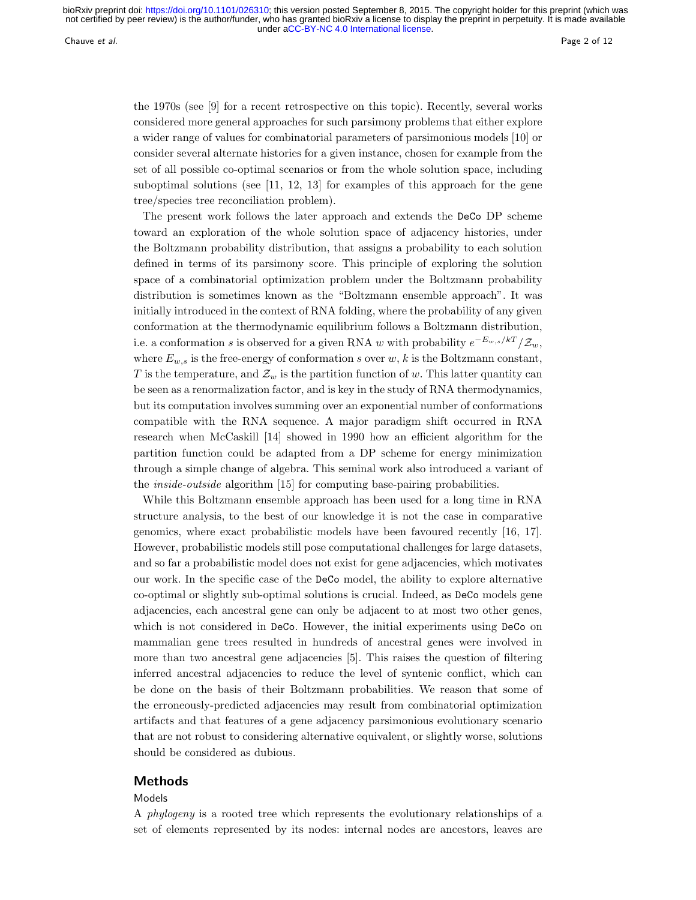the 1970s (see [9] for a recent retrospective on this topic). Recently, several works considered more general approaches for such parsimony problems that either explore a wider range of values for combinatorial parameters of parsimonious models [10] or consider several alternate histories for a given instance, chosen for example from the set of all possible co-optimal scenarios or from the whole solution space, including suboptimal solutions (see [11, 12, 13] for examples of this approach for the gene tree/species tree reconciliation problem).

The present work follows the later approach and extends the DeCo DP scheme toward an exploration of the whole solution space of adjacency histories, under the Boltzmann probability distribution, that assigns a probability to each solution defined in terms of its parsimony score. This principle of exploring the solution space of a combinatorial optimization problem under the Boltzmann probability distribution is sometimes known as the "Boltzmann ensemble approach". It was initially introduced in the context of RNA folding, where the probability of any given conformation at the thermodynamic equilibrium follows a Boltzmann distribution, i.e. a conformation $s$ is observed for a given RNA $w$ with probability $e^{-E_{w,s}/kT}/\mathcal{Z}_w$, where $E_{w,s}$ is the free-energy of conformation $s$ over $w$, $k$ is the Boltzmann constant, $T$ is the temperature, and $\mathcal{Z}_w$ is the partition function of $w$. This latter quantity can be seen as a renormalization factor, and is key in the study of RNA thermodynamics, but its computation involves summing over an exponential number of conformations compatible with the RNA sequence. A major paradigm shift occurred in RNA research when McCaskill [14] showed in 1990 how an efficient algorithm for the partition function could be adapted from a DP scheme for energy minimization through a simple change of algebra. This seminal work also introduced a variant of the *inside-outside* algorithm [15] for computing base-pairing probabilities.

While this Boltzmann ensemble approach has been used for a long time in RNA structure analysis, to the best of our knowledge it is not the case in comparative genomics, where exact probabilistic models have been favoured recently [16, 17]. However, probabilistic models still pose computational challenges for large datasets, and so far a probabilistic model does not exist for gene adjacencies, which motivates our work. In the specific case of the DeCo model, the ability to explore alternative co-optimal or slightly sub-optimal solutions is crucial. Indeed, as DeCo models gene adjacencies, each ancestral gene can only be adjacent to at most two other genes, which is not considered in DeCo. However, the initial experiments using DeCo on mammalian gene trees resulted in hundreds of ancestral genes were involved in more than two ancestral gene adjacencies [5]. This raises the question of filtering inferred ancestral adjacencies to reduce the level of syntenic conflict, which can be done on the basis of their Boltzmann probabilities. We reason that some of the erroneously-predicted adjacencies may result from combinatorial optimization artifacts and that features of a gene adjacency parsimonious evolutionary scenario that are not robust to considering alternative equivalent, or slightly worse, solutions should be considered as dubious.

## Methods

### Models

A *phylogeny* is a rooted tree which represents the evolutionary relationships of a set of elements represented by its nodes: internal nodes are ancestors, leaves are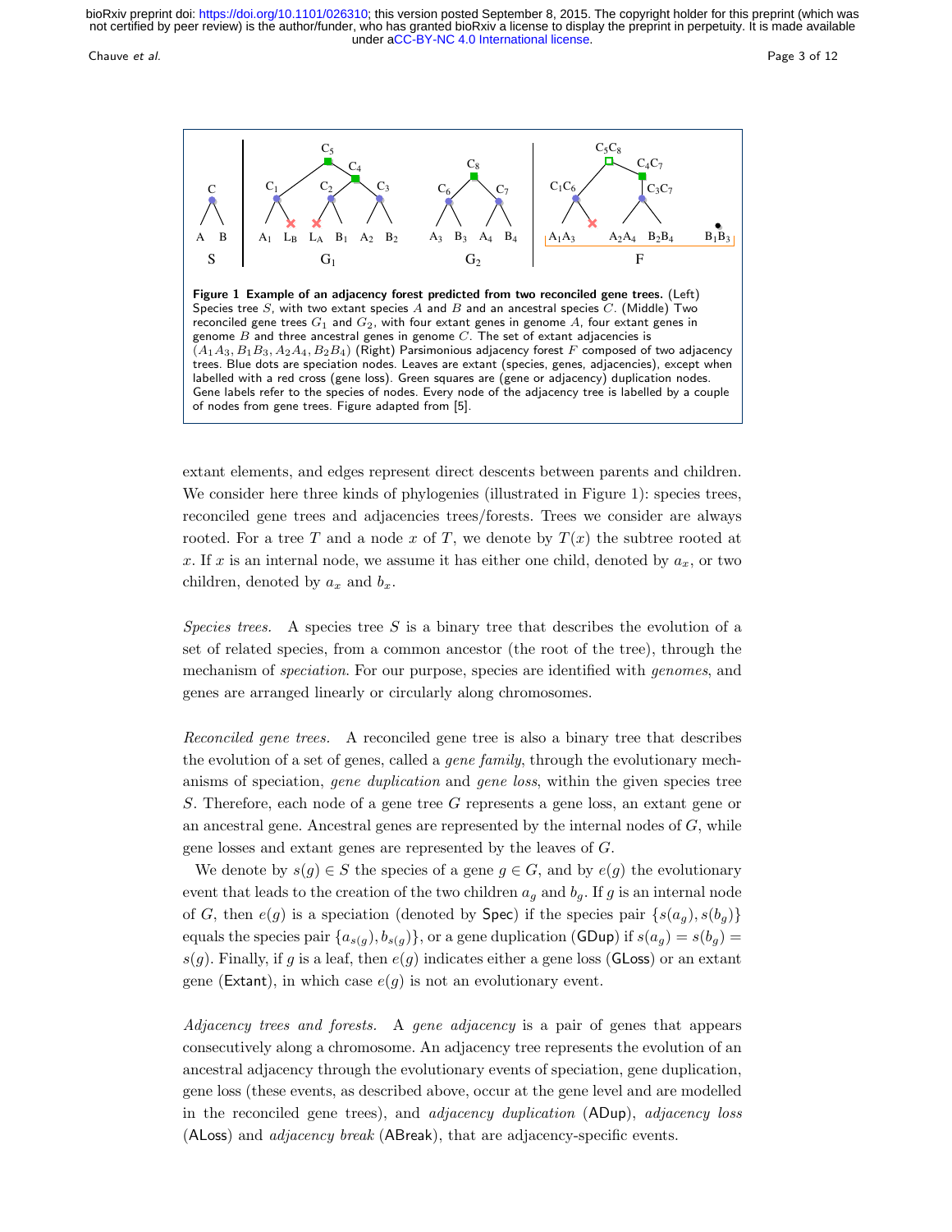S

A B

C

G₁

G₂

F

**Figure 1 Example of an adjacency forest predicted from two reconciled gene trees.** (Left) Species tree $S$, with two extant species $A$ and $B$ and an ancestral species $C$. (Middle) Two reconciled gene trees $G_1$ and $G_2$, with four extant genes in genome $A$, four extant genes in genome $B$ and three ancestral genes in genome $C$. The set of extant adjacencies is $(A_1A_3, B_1B_3, A_2A_4, B_2B_4)$ (Right) Parsimonious adjacency forest $F$ composed of two adjacency trees. Blue dots are speciation nodes. Leaves are extant (species, genes, adjacencies), except when labelled with a red cross (gene loss). Green squares are (gene or adjacency) duplication nodes. Gene labels refer to the species of nodes. Every node of the adjacency tree is labelled by a couple of nodes from gene trees. Figure adapted from [5].

extant elements, and edges represent direct descents between parents and children. We consider here three kinds of phylogenies (illustrated in Figure 1): species trees, reconciled gene trees and adjacencies trees/forests. Trees we consider are always rooted. For a tree $T$ and a node $x$ of $T$, we denote by $T(x)$ the subtree rooted at $x$. If $x$ is an internal node, we assume it has either one child, denoted by $a_x$, or two children, denoted by $a_x$ and $b_x$.

*Species trees.* A species tree $S$ is a binary tree that describes the evolution of a set of related species, from a common ancestor (the root of the tree), through the mechanism of *speciation*. For our purpose, species are identified with *genomes*, and genes are arranged linearly or circularly along chromosomes.

*Reconciled gene trees.* A reconciled gene tree is also a binary tree that describes the evolution of a set of genes, called a *gene family*, through the evolutionary mechanisms of speciation, *gene duplication* and *gene loss*, within the given species tree $S$. Therefore, each node of a gene tree $G$ represents a gene loss, an extant gene or an ancestral gene. Ancestral genes are represented by the internal nodes of $G$, while gene losses and extant genes are represented by the leaves of $G$.

We denote by $s(g) \in S$ the species of a gene $g \in G$, and by $e(g)$ the evolutionary event that leads to the creation of the two children $a_g$ and $b_g$. If $g$ is an internal node of $G$, then $e(g)$ is a speciation (denoted by $\mathsf{Spec}$) if the species pair $\{s(a_g), s(b_g)\}$ equals the species pair $\{a_{s(g)}, b_{s(g)}\}$, or a gene duplication ($\mathsf{GDup}$) if $s(a_g) = s(b_g) = s(g)$. Finally, if $g$ is a leaf, then $e(g)$ indicates either a gene loss ($\mathsf{GLoss}$) or an extant gene ($\mathsf{Extant}$), in which case $e(g)$ is not an evolutionary event.

*Adjacency trees and forests.* A *gene adjacency* is a pair of genes that appears consecutively along a chromosome. An adjacency tree represents the evolution of an ancestral adjacency through the evolutionary events of speciation, gene duplication, gene loss (these events, as described above, occur at the gene level and are modelled in the reconciled gene trees), and *adjacency duplication* ($\mathsf{ADup}$), *adjacency loss* ($\mathsf{ALoss}$) and *adjacency break* ($\mathsf{ABreak}$), that are adjacency-specific events.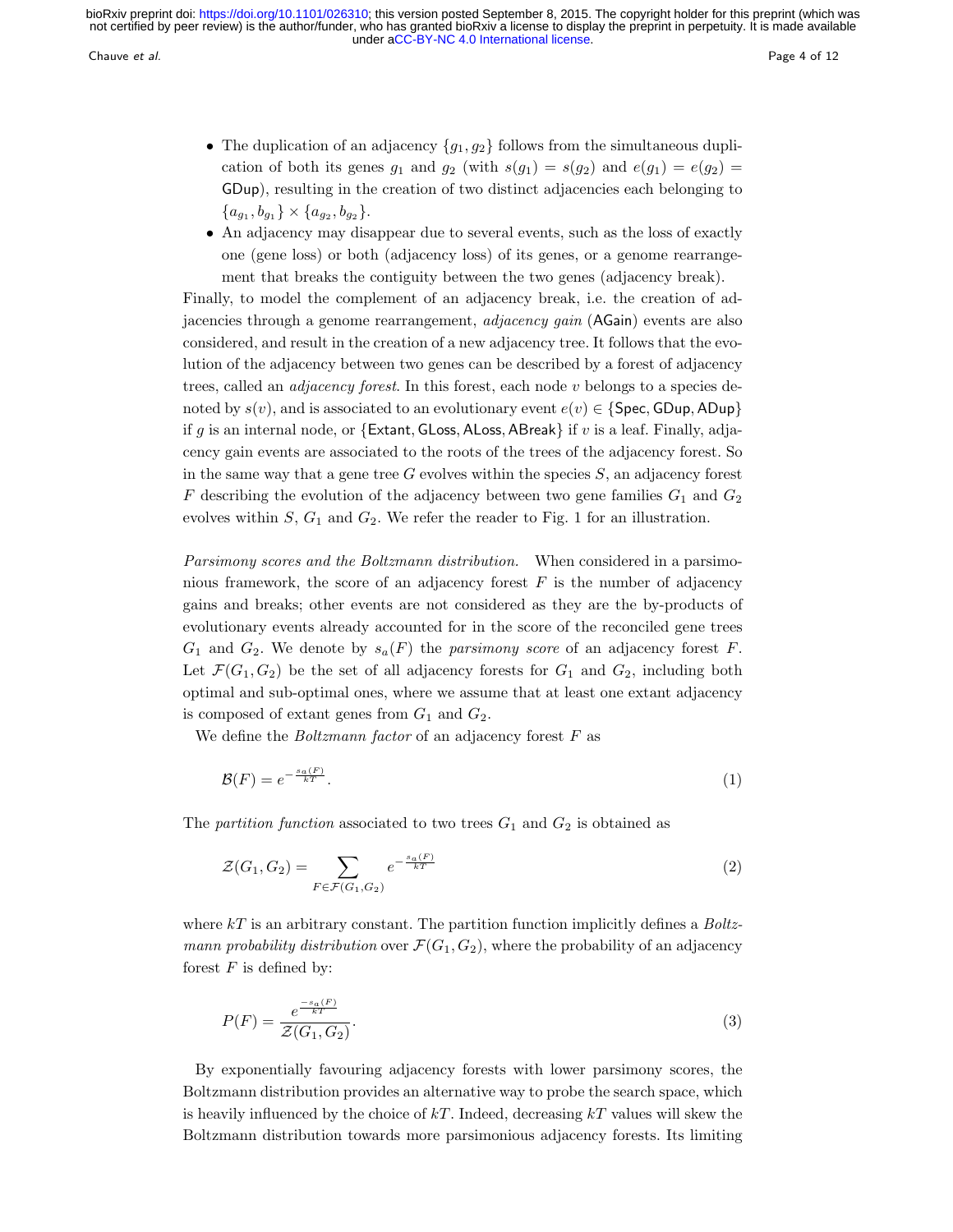- The duplication of an adjacency $\{g_1, g_2\}$ follows from the simultaneous duplication of both its genes $g_1$ and $g_2$ (with $s(g_1) = s(g_2)$ and $e(g_1) = e(g_2) =$ GDup), resulting in the creation of two distinct adjacencies each belonging to $\{a_{g_1}, b_{g_1}\} \times \{a_{g_2}, b_{g_2}\}$.
- An adjacency may disappear due to several events, such as the loss of exactly one (gene loss) or both (adjacency loss) of its genes, or a genome rearrangement that breaks the contiguity between the two genes (adjacency break).

Finally, to model the complement of an adjacency break, i.e. the creation of adjacencies through a genome rearrangement, *adjacency gain* (AGain) events are also considered, and result in the creation of a new adjacency tree. It follows that the evolution of the adjacency between two genes can be described by a forest of adjacency trees, called an *adjacency forest*. In this forest, each node $v$ belongs to a species denoted by $s(v)$, and is associated to an evolutionary event $e(v) \in \{\mathsf{Spec}, \mathsf{GDup}, \mathsf{ADup}\}$ if $g$ is an internal node, or $\{\mathsf{Extant}, \mathsf{GLoss}, \mathsf{ALoss}, \mathsf{ABreak}\}$ if $v$ is a leaf. Finally, adjacency gain events are associated to the roots of the trees of the adjacency forest. So in the same way that a gene tree $G$ evolves within the species $S$, an adjacency forest $F$ describing the evolution of the adjacency between two gene families $G_1$ and $G_2$ evolves within $S$, $G_1$ and $G_2$. We refer the reader to Fig. 1 for an illustration.

*Parsimony scores and the Boltzmann distribution.* When considered in a parsimonious framework, the score of an adjacency forest $F$ is the number of adjacency gains and breaks; other events are not considered as they are the by-products of evolutionary events already accounted for in the score of the reconciled gene trees $G_1$ and $G_2$. We denote by $s_a(F)$ the *parsimony score* of an adjacency forest $F$. Let $\mathcal{F}(G_1, G_2)$ be the set of all adjacency forests for $G_1$ and $G_2$, including both optimal and sub-optimal ones, where we assume that at least one extant adjacency is composed of extant genes from $G_1$ and $G_2$.

We define the *Boltzmann factor* of an adjacency forest $F$ as

$$\mathcal{B}(F) = e^{-\frac{s_a(F)}{kT}}. \tag{1}$$

The *partition function* associated to two trees $G_1$ and $G_2$ is obtained as

$$\mathcal{Z}(G_1, G_2) = \sum_{F \in \mathcal{F}(G_1, G_2)} e^{-\frac{s_a(F)}{kT}} \tag{2}$$

where $kT$ is an arbitrary constant. The partition function implicitly defines a *Boltzmann probability distribution* over $\mathcal{F}(G_1, G_2)$, where the probability of an adjacency forest $F$ is defined by:

$$P(F) = \frac{e^{\frac{-s_a(F)}{kT}}}{\mathcal{Z}(G_1, G_2)}. \tag{3}$$

By exponentially favouring adjacency forests with lower parsimony scores, the Boltzmann distribution provides an alternative way to probe the search space, which is heavily influenced by the choice of $kT$. Indeed, decreasing $kT$ values will skew the Boltzmann distribution towards more parsimonious adjacency forests. Its limiting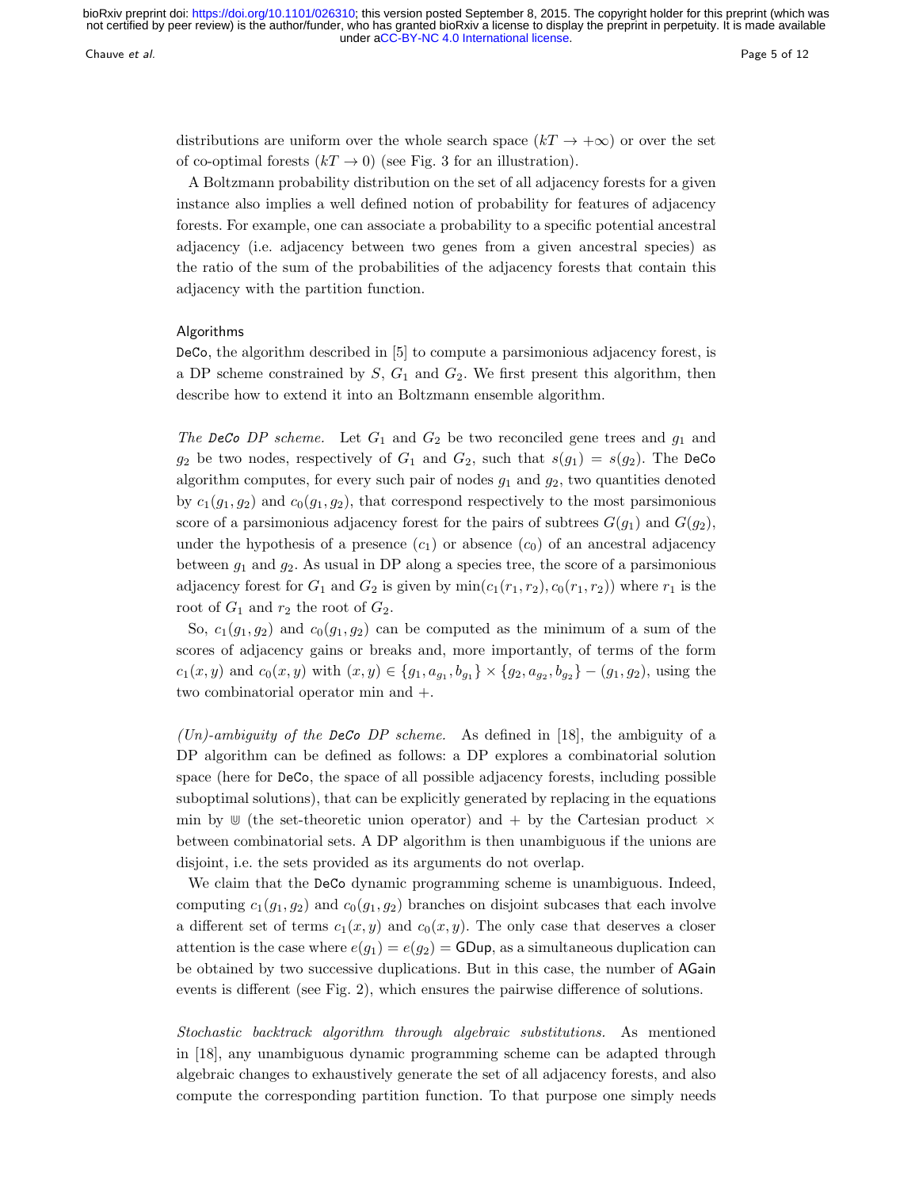distributions are uniform over the whole search space ($kT \to +\infty$) or over the set of co-optimal forests ($kT \to 0$) (see Fig. 3 for an illustration).

A Boltzmann probability distribution on the set of all adjacency forests for a given instance also implies a well defined notion of probability for features of adjacency forests. For example, one can associate a probability to a specific potential ancestral adjacency (i.e. adjacency between two genes from a given ancestral species) as the ratio of the sum of the probabilities of the adjacency forests that contain this adjacency with the partition function.

### Algorithms

DeCo, the algorithm described in [5] to compute a parsimonious adjacency forest, is a DP scheme constrained by $S$, $G_1$ and $G_2$. We first present this algorithm, then describe how to extend it into an Boltzmann ensemble algorithm.

*The DeCo DP scheme.* Let $G_1$ and $G_2$ be two reconciled gene trees and $g_1$ and $g_2$ be two nodes, respectively of $G_1$ and $G_2$, such that $s(g_1) = s(g_2)$. The DeCo algorithm computes, for every such pair of nodes $g_1$ and $g_2$, two quantities denoted by $c_1(g_1, g_2)$ and $c_0(g_1, g_2)$, that correspond respectively to the most parsimonious score of a parsimonious adjacency forest for the pairs of subtrees $G(g_1)$ and $G(g_2)$, under the hypothesis of a presence ($c_1$) or absence ($c_0$) of an ancestral adjacency between $g_1$ and $g_2$. As usual in DP along a species tree, the score of a parsimonious adjacency forest for $G_1$ and $G_2$ is given by $\min(c_1(r_1, r_2), c_0(r_1, r_2))$ where $r_1$ is the root of $G_1$ and $r_2$ the root of $G_2$.

So, $c_1(g_1, g_2)$ and $c_0(g_1, g_2)$ can be computed as the minimum of a sum of the scores of adjacency gains or breaks and, more importantly, of terms of the form $c_1(x, y)$ and $c_0(x, y)$ with $(x, y) \in \{g_1, a_{g_1}, b_{g_1}\} \times \{g_2, a_{g_2}, b_{g_2}\} - (g_1, g_2)$, using the two combinatorial operator min and $+$.

*(Un)-ambiguity of the DeCo DP scheme.* As defined in [18], the ambiguity of a DP algorithm can be defined as follows: a DP explores a combinatorial solution space (here for DeCo, the space of all possible adjacency forests, including possible suboptimal solutions), that can be explicitly generated by replacing in the equations min by $\Cup$ (the set-theoretic union operator) and $+$ by the Cartesian product $\times$ between combinatorial sets. A DP algorithm is then unambiguous if the unions are disjoint, i.e. the sets provided as its arguments do not overlap.

We claim that the DeCo dynamic programming scheme is unambiguous. Indeed, computing $c_1(g_1, g_2)$ and $c_0(g_1, g_2)$ branches on disjoint subcases that each involve a different set of terms $c_1(x, y)$ and $c_0(x, y)$. The only case that deserves a closer attention is the case where $e(g_1) = e(g_2) = \mathsf{GDup}$, as a simultaneous duplication can be obtained by two successive duplications. But in this case, the number of AGain events is different (see Fig. 2), which ensures the pairwise difference of solutions.

*Stochastic backtrack algorithm through algebraic substitutions.* As mentioned in [18], any unambiguous dynamic programming scheme can be adapted through algebraic changes to exhaustively generate the set of all adjacency forests, and also compute the corresponding partition function. To that purpose one simply needs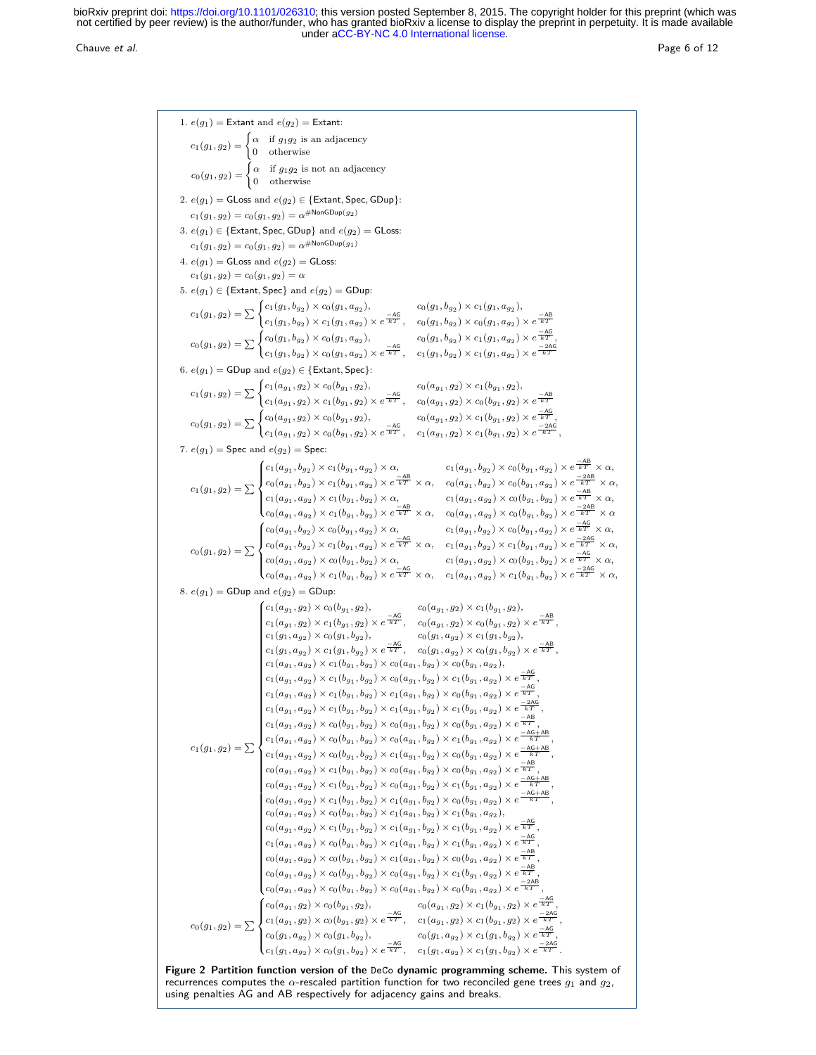1. $e(g_1) = \mathsf{Extant}$ and $e(g_2) = \mathsf{Extant}$:

$$c_1(g_1,g_2) = \begin{cases} \alpha & \text{if } g_1g_2 \text{ is an adjacency} \\ 0 & \text{otherwise} \end{cases}$$

$$c_0(g_1,g_2) = \begin{cases} \alpha & \text{if } g_1g_2 \text{ is not an adjacency} \\ 0 & \text{otherwise} \end{cases}$$

2. $e(g_1) = \mathsf{GLoss}$ and $e(g_2) \in \{\mathsf{Extant}, \mathsf{Spec}, \mathsf{GDup}\}$:

$$c_1(g_1,g_2) = c_0(g_1,g_2) = \alpha^{\#\mathsf{NonGDup}(g_2)}$$

3. $e(g_1) \in \{\mathsf{Extant}, \mathsf{Spec}, \mathsf{GDup}\}$ and $e(g_2) = \mathsf{GLoss}$:

$$c_1(g_1,g_2) = c_0(g_1,g_2) = \alpha^{\#\mathsf{NonGDup}(g_1)}$$

4. $e(g_1) = \mathsf{GLoss}$ and $e(g_2) = \mathsf{GLoss}$:

$$c_1(g_1,g_2) = c_0(g_1,g_2) = \alpha$$

5. $e(g_1) \in \{\mathsf{Extant}, \mathsf{Spec}\}$ and $e(g_2) = \mathsf{GDup}$:

$$c_1(g_1,g_2) = \sum \begin{cases} c_1(g_1,b_{g_2}) \times c_0(g_1,a_{g_2}), & c_0(g_1,b_{g_2}) \times c_1(g_1,a_{g_2}), \\ c_1(g_1,b_{g_2}) \times c_1(g_1,a_{g_2}) \times e^{\frac{-\mathsf{AG}}{kT}}, & c_0(g_1,b_{g_2}) \times c_0(g_1,a_{g_2}) \times e^{\frac{-\mathsf{AB}}{kT}} \end{cases}$$

$$c_0(g_1,g_2) = \sum \begin{cases} c_0(g_1,b_{g_2}) \times c_0(g_1,a_{g_2}), & c_0(g_1,b_{g_2}) \times c_1(g_1,a_{g_2}) \times e^{\frac{-\mathsf{AG}}{kT}}, \\ c_1(g_1,b_{g_2}) \times c_0(g_1,a_{g_2}) \times e^{\frac{-\mathsf{AG}}{kT}}, & c_1(g_1,b_{g_2}) \times c_1(g_1,a_{g_2}) \times e^{\frac{-2\mathsf{AG}}{kT}} \end{cases}$$

6. $e(g_1) = \mathsf{GDup}$ and $e(g_2) \in \{\mathsf{Extant}, \mathsf{Spec}\}$:

$$c_1(g_1,g_2) = \sum \begin{cases} c_1(a_{g_1},g_2) \times c_0(b_{g_1},g_2), & c_0(a_{g_1},g_2) \times c_1(b_{g_1},g_2), \\ c_1(a_{g_1},g_2) \times c_1(b_{g_1},g_2) \times e^{\frac{-\mathsf{AG}}{kT}}, & c_0(a_{g_1},g_2) \times c_0(b_{g_1},g_2) \times e^{\frac{-\mathsf{AB}}{kT}} \end{cases}$$

$$c_0(g_1,g_2) = \sum \begin{cases} c_0(a_{g_1},g_2) \times c_0(b_{g_1},g_2), & c_0(a_{g_1},g_2) \times c_1(b_{g_1},g_2) \times e^{\frac{-\mathsf{AG}}{kT}}, \\ c_1(a_{g_1},g_2) \times c_0(b_{g_1},g_2) \times e^{\frac{-\mathsf{AG}}{kT}}, & c_1(a_{g_1},g_2) \times c_1(b_{g_1},g_2) \times e^{\frac{-2\mathsf{AG}}{kT}}, \end{cases}$$

7. $e(g_1) = \mathsf{Spec}$ and $e(g_2) = \mathsf{Spec}$:

$$c_1(g_1,g_2) = \sum \begin{cases} c_1(a_{g_1},b_{g_2}) \times c_1(b_{g_1},a_{g_2}) \times \alpha, & c_1(a_{g_1},b_{g_2}) \times c_0(b_{g_1},a_{g_2}) \times e^{\frac{-\mathsf{AB}}{kT}} \times \alpha, \\ c_0(a_{g_1},b_{g_2}) \times c_1(b_{g_1},a_{g_2}) \times e^{\frac{-\mathsf{AB}}{kT}} \times \alpha, & c_0(a_{g_1},b_{g_2}) \times c_0(b_{g_1},a_{g_2}) \times e^{\frac{-2\mathsf{AB}}{kT}} \times \alpha, \\ c_1(a_{g_1},a_{g_2}) \times c_1(b_{g_1},b_{g_2}) \times \alpha, & c_1(a_{g_1},a_{g_2}) \times c_0(b_{g_1},b_{g_2}) \times e^{\frac{-\mathsf{AB}}{kT}} \times \alpha, \\ c_0(a_{g_1},a_{g_2}) \times c_1(b_{g_1},b_{g_2}) \times e^{\frac{-\mathsf{AB}}{kT}} \times \alpha, & c_0(a_{g_1},a_{g_2}) \times c_0(b_{g_1},b_{g_2}) \times e^{\frac{-2\mathsf{AB}}{kT}} \times \alpha \end{cases}$$

$$c_0(g_1,g_2) = \sum \begin{cases} c_0(a_{g_1},b_{g_2}) \times c_0(b_{g_1},a_{g_2}) \times \alpha, & c_1(a_{g_1},b_{g_2}) \times c_0(b_{g_1},a_{g_2}) \times e^{\frac{-\mathsf{AG}}{kT}} \times \alpha, \\ c_0(a_{g_1},b_{g_2}) \times c_1(b_{g_1},a_{g_2}) \times e^{\frac{-\mathsf{AG}}{kT}} \times \alpha, & c_1(a_{g_1},b_{g_2}) \times c_1(b_{g_1},a_{g_2}) \times e^{\frac{-2\mathsf{AG}}{kT}} \times \alpha, \\ c_0(a_{g_1},a_{g_2}) \times c_0(b_{g_1},b_{g_2}) \times \alpha, & c_1(a_{g_1},a_{g_2}) \times c_0(b_{g_1},b_{g_2}) \times e^{\frac{-\mathsf{AG}}{kT}} \times \alpha, \\ c_0(a_{g_1},a_{g_2}) \times c_1(b_{g_1},b_{g_2}) \times e^{\frac{-\mathsf{AG}}{kT}} \times \alpha, & c_1(a_{g_1},a_{g_2}) \times c_1(b_{g_1},b_{g_2}) \times e^{\frac{-2\mathsf{AG}}{kT}} \times \alpha, \end{cases}$$

8. $e(g_1) = \mathsf{GDup}$ and $e(g_2) = \mathsf{GDup}$:

$$c_1(g_1,g_2) = \sum \begin{cases} c_1(a_{g_1},g_2) \times c_0(b_{g_1},g_2), \quad c_0(a_{g_1},g_2) \times c_1(b_{g_1},g_2), \\ c_1(a_{g_1},g_2) \times c_1(b_{g_1},g_2) \times e^{\frac{-\mathsf{AG}}{kT}}, \quad c_0(a_{g_1},g_2) \times c_0(b_{g_1},g_2) \times e^{\frac{-\mathsf{AB}}{kT}}, \\ c_1(g_1,a_{g_2}) \times c_0(g_1,b_{g_2}), \quad c_0(g_1,a_{g_2}) \times c_1(g_1,b_{g_2}), \\ c_1(g_1,a_{g_2}) \times c_1(g_1,b_{g_2}) \times e^{\frac{-\mathsf{AG}}{kT}}, \quad c_0(g_1,a_{g_2}) \times c_0(g_1,b_{g_2}) \times e^{\frac{-\mathsf{AB}}{kT}}, \\ c_1(a_{g_1},a_{g_2}) \times c_1(b_{g_1},b_{g_2}) \times c_0(a_{g_1},b_{g_2}) \times c_0(b_{g_1},a_{g_2}), \\ c_1(a_{g_1},a_{g_2}) \times c_1(b_{g_1},b_{g_2}) \times c_0(a_{g_1},b_{g_2}) \times c_1(b_{g_1},a_{g_2}) \times e^{\frac{-\mathsf{AG}}{kT}}, \\ c_1(a_{g_1},a_{g_2}) \times c_1(b_{g_1},b_{g_2}) \times c_1(a_{g_1},b_{g_2}) \times c_0(b_{g_1},a_{g_2}) \times e^{\frac{-\mathsf{AG}}{kT}}, \\ c_1(a_{g_1},a_{g_2}) \times c_1(b_{g_1},b_{g_2}) \times c_1(a_{g_1},b_{g_2}) \times c_1(b_{g_1},a_{g_2}) \times e^{\frac{-2\mathsf{AG}}{kT}}, \\ c_1(a_{g_1},a_{g_2}) \times c_0(b_{g_1},b_{g_2}) \times c_0(a_{g_1},b_{g_2}) \times c_0(b_{g_1},a_{g_2}) \times e^{\frac{-\mathsf{AB}}{kT}}, \\ c_1(a_{g_1},a_{g_2}) \times c_0(b_{g_1},b_{g_2}) \times c_0(a_{g_1},b_{g_2}) \times c_1(b_{g_1},a_{g_2}) \times e^{\frac{-\mathsf{AG}+\mathsf{AB}}{kT}}, \\ c_1(a_{g_1},a_{g_2}) \times c_0(b_{g_1},b_{g_2}) \times c_1(a_{g_1},b_{g_2}) \times c_0(b_{g_1},a_{g_2}) \times e^{\frac{-\mathsf{AG}+\mathsf{AB}}{kT}}, \\ c_0(a_{g_1},a_{g_2}) \times c_1(b_{g_1},b_{g_2}) \times c_0(a_{g_1},b_{g_2}) \times c_0(b_{g_1},a_{g_2}) \times e^{\frac{-\mathsf{AB}}{kT}}, \\ c_0(a_{g_1},a_{g_2}) \times c_1(b_{g_1},b_{g_2}) \times c_0(a_{g_1},b_{g_2}) \times c_1(b_{g_1},a_{g_2}) \times e^{\frac{-\mathsf{AG}+\mathsf{AB}}{kT}}, \\ c_0(a_{g_1},a_{g_2}) \times c_1(b_{g_1},b_{g_2}) \times c_1(a_{g_1},b_{g_2}) \times c_0(b_{g_1},a_{g_2}) \times e^{\frac{-\mathsf{AG}+\mathsf{AB}}{kT}}, \\ c_0(a_{g_1},a_{g_2}) \times c_0(b_{g_1},b_{g_2}) \times c_1(a_{g_1},b_{g_2}) \times c_1(b_{g_1},a_{g_2}), \\ c_0(a_{g_1},a_{g_2}) \times c_1(b_{g_1},b_{g_2}) \times c_1(a_{g_1},b_{g_2}) \times c_1(b_{g_1},a_{g_2}) \times e^{\frac{-\mathsf{AG}}{kT}}, \\ c_1(a_{g_1},a_{g_2}) \times c_0(b_{g_1},b_{g_2}) \times c_1(a_{g_1},b_{g_2}) \times c_1(b_{g_1},a_{g_2}) \times e^{\frac{-\mathsf{AG}}{kT}}, \\ c_0(a_{g_1},a_{g_2}) \times c_0(b_{g_1},b_{g_2}) \times c_1(a_{g_1},b_{g_2}) \times c_0(b_{g_1},a_{g_2}) \times e^{\frac{-\mathsf{AB}}{kT}}, \\ c_0(a_{g_1},a_{g_2}) \times c_0(b_{g_1},b_{g_2}) \times c_0(a_{g_1},b_{g_2}) \times c_1(b_{g_1},a_{g_2}) \times e^{\frac{-\mathsf{AB}}{kT}}, \\ c_0(a_{g_1},a_{g_2}) \times c_0(b_{g_1},b_{g_2}) \times c_0(a_{g_1},b_{g_2}) \times c_0(b_{g_1},a_{g_2}) \times e^{\frac{-2\mathsf{AB}}{kT}}, \end{cases}$$

$$c_0(g_1,g_2) = \sum \begin{cases} c_0(a_{g_1},g_2) \times c_0(b_{g_1},g_2), & c_0(a_{g_1},g_2) \times c_1(b_{g_1},g_2) \times e^{\frac{-\mathsf{AG}}{kT}}, \\ c_1(a_{g_1},g_2) \times c_0(b_{g_1},g_2) \times e^{\frac{-\mathsf{AG}}{kT}}, & c_1(a_{g_1},g_2) \times c_1(b_{g_1},g_2) \times e^{\frac{-2\mathsf{AG}}{kT}}, \\ c_0(g_1,a_{g_2}) \times c_0(g_1,b_{g_2}), & c_0(g_1,a_{g_2}) \times c_1(g_1,b_{g_2}) \times e^{\frac{-\mathsf{AG}}{kT}}, \\ c_1(g_1,a_{g_2}) \times c_0(g_1,b_{g_2}) \times e^{\frac{-\mathsf{AG}}{kT}}, & c_1(g_1,a_{g_2}) \times c_1(g_1,b_{g_2}) \times e^{\frac{-2\mathsf{AG}}{kT}}. \end{cases}$$

**Figure 2 Partition function version of the DeCo dynamic programming scheme.** This system of recurrences computes the $\alpha$-rescaled partition function for two reconciled gene trees $g_1$ and $g_2$, using penalties AG and AB respectively for adjacency gains and breaks.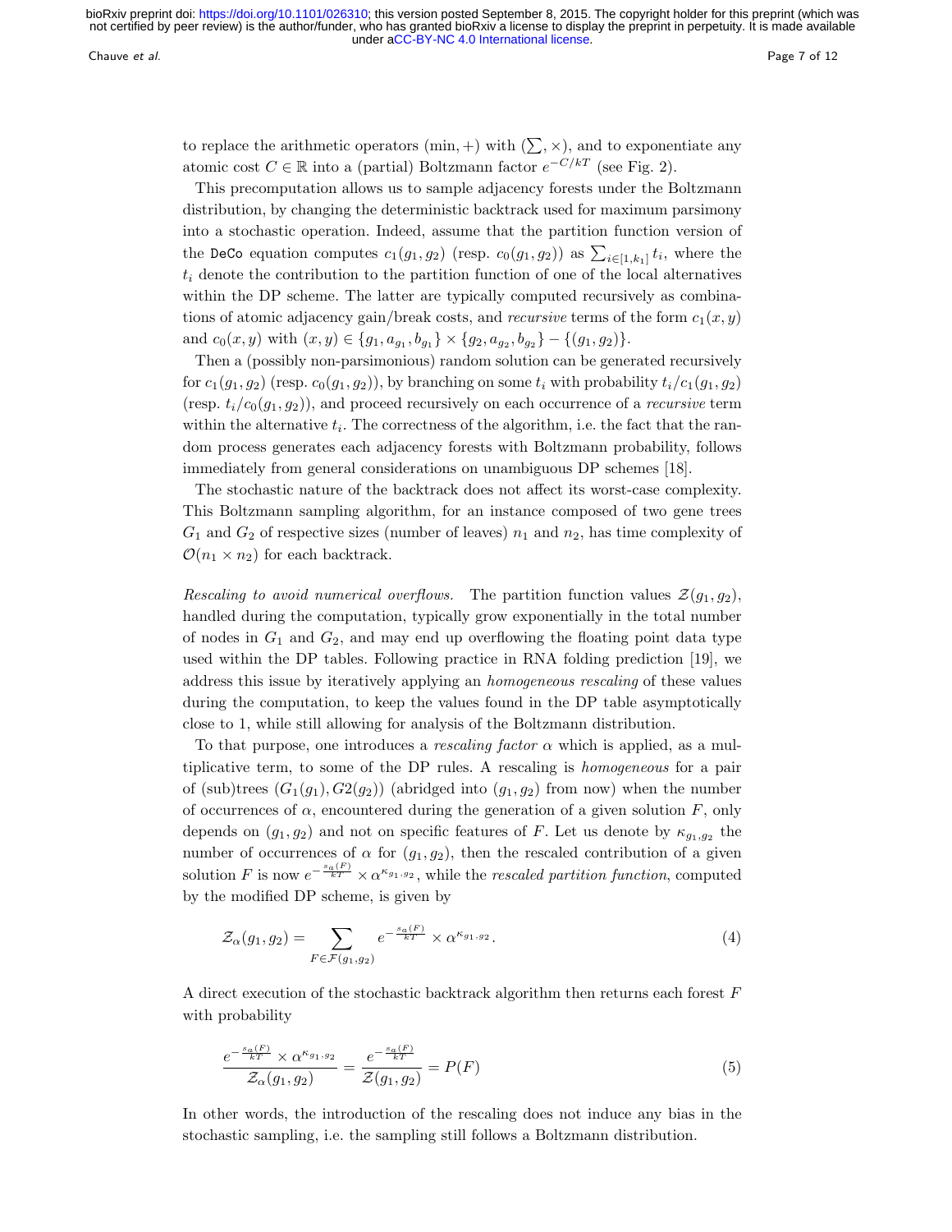to replace the arithmetic operators $(\min, +)$ with $(\sum, \times)$, and to exponentiate any atomic cost $C \in \mathbb{R}$ into a (partial) Boltzmann factor $e^{-C/kT}$ (see Fig. 2).

This precomputation allows us to sample adjacency forests under the Boltzmann distribution, by changing the deterministic backtrack used for maximum parsimony into a stochastic operation. Indeed, assume that the partition function version of the DeCo equation computes $c_1(g_1, g_2)$ (resp. $c_0(g_1, g_2)$) as $\sum_{i \in [1,k_1]} t_i$, where the $t_i$ denote the contribution to the partition function of one of the local alternatives within the DP scheme. The latter are typically computed recursively as combinations of atomic adjacency gain/break costs, and *recursive* terms of the form $c_1(x, y)$ and $c_0(x, y)$ with $(x, y) \in \{g_1, a_{g_1}, b_{g_1}\} \times \{g_2, a_{g_2}, b_{g_2}\} - \{(g_1, g_2)\}$.

Then a (possibly non-parsimonious) random solution can be generated recursively for $c_1(g_1, g_2)$ (resp. $c_0(g_1, g_2)$), by branching on some $t_i$ with probability $t_i/c_1(g_1, g_2)$ (resp. $t_i/c_0(g_1, g_2)$), and proceed recursively on each occurrence of a *recursive* term within the alternative $t_i$. The correctness of the algorithm, i.e. the fact that the random process generates each adjacency forests with Boltzmann probability, follows immediately from general considerations on unambiguous DP schemes [18].

The stochastic nature of the backtrack does not affect its worst-case complexity. This Boltzmann sampling algorithm, for an instance composed of two gene trees $G_1$ and $G_2$ of respective sizes (number of leaves) $n_1$ and $n_2$, has time complexity of $\mathcal{O}(n_1 \times n_2)$ for each backtrack.

*Rescaling to avoid numerical overflows.* The partition function values $\mathcal{Z}(g_1, g_2)$, handled during the computation, typically grow exponentially in the total number of nodes in $G_1$ and $G_2$, and may end up overflowing the floating point data type used within the DP tables. Following practice in RNA folding prediction [19], we address this issue by iteratively applying an *homogeneous rescaling* of these values during the computation, to keep the values found in the DP table asymptotically close to 1, while still allowing for analysis of the Boltzmann distribution.

To that purpose, one introduces a *rescaling factor* $\alpha$ which is applied, as a multiplicative term, to some of the DP rules. A rescaling is *homogeneous* for a pair of (sub)trees $(G_1(g_1), G2(g_2))$ (abridged into $(g_1, g_2)$ from now) when the number of occurrences of $\alpha$, encountered during the generation of a given solution $F$, only depends on $(g_1, g_2)$ and not on specific features of $F$. Let us denote by $\kappa_{g_1, g_2}$ the number of occurrences of $\alpha$ for $(g_1, g_2)$, then the rescaled contribution of a given solution $F$ is now $e^{-\frac{s_a(F)}{kT}} \times \alpha^{\kappa_{g_1, g_2}}$, while the *rescaled partition function*, computed by the modified DP scheme, is given by

$$\mathcal{Z}_\alpha(g_1, g_2) = \sum_{F \in \mathcal{F}(g_1, g_2)} e^{-\frac{s_a(F)}{kT}} \times \alpha^{\kappa_{g_1, g_2}}. \tag{4}$$

A direct execution of the stochastic backtrack algorithm then returns each forest $F$ with probability

$$\frac{e^{-\frac{s_a(F)}{kT}} \times \alpha^{\kappa_{g_1, g_2}}}{\mathcal{Z}_\alpha(g_1, g_2)} = \frac{e^{-\frac{s_a(F)}{kT}}}{\mathcal{Z}(g_1, g_2)} = P(F) \tag{5}$$

In other words, the introduction of the rescaling does not induce any bias in the stochastic sampling, i.e. the sampling still follows a Boltzmann distribution.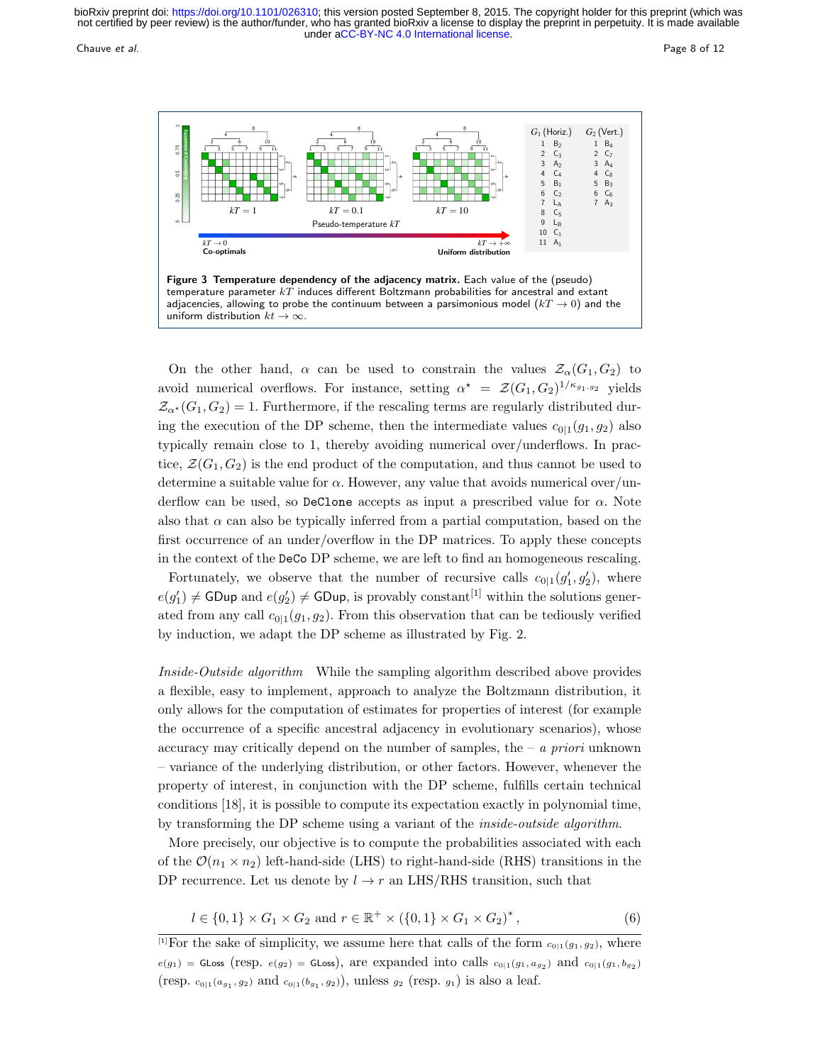| $G_1$ (Horiz.) | | $G_2$ (Vert.) | |
|---|---|---|---|
| 1 | $B_2$ | 1 | $B_4$ |
| 2 | $C_3$ | 2 | $C_7$ |
| 3 | $A_2$ | 3 | $A_4$ |
| 4 | $C_4$ | 4 | $C_8$ |
| 5 | $B_1$ | 5 | $B_3$ |
| 6 | $C_2$ | 6 | $C_6$ |
| 7 | $L_A$ | 7 | $A_3$ |
| 8 | $C_5$ | | |
| 9 | $L_B$ | | |
| 10 | $C_1$ | | |
| 11 | $A_1$ | | |

**Figure 3 Temperature dependency of the adjacency matrix.** Each value of the (pseudo) temperature parameter $kT$ induces different Boltzmann probabilities for ancestral and extant adjacencies, allowing to probe the continuum between a parsimonious model ($kT \to 0$) and the uniform distribution $kt \to \infty$.

On the other hand, $\alpha$ can be used to constrain the values $\mathcal{Z}_\alpha(G_1, G_2)$ to avoid numerical overflows. For instance, setting $\alpha^\star = \mathcal{Z}(G_1, G_2)^{1/\kappa_{g_1.g_2}}$ yields $\mathcal{Z}_{\alpha^\star}(G_1, G_2) = 1$. Furthermore, if the rescaling terms are regularly distributed during the execution of the DP scheme, then the intermediate values $c_{0|1}(g_1, g_2)$ also typically remain close to 1, thereby avoiding numerical over/underflows. In practice, $\mathcal{Z}(G_1, G_2)$ is the end product of the computation, and thus cannot be used to determine a suitable value for $\alpha$. However, any value that avoids numerical over/underflow can be used, so `DeClone` accepts as input a prescribed value for $\alpha$. Note also that $\alpha$ can also be typically inferred from a partial computation, based on the first occurrence of an under/overflow in the DP matrices. To apply these concepts in the context of the `DeCo` DP scheme, we are left to find an homogeneous rescaling.

Fortunately, we observe that the number of recursive calls $c_{0|1}(g_1', g_2')$, where $e(g_1') \neq \mathsf{GDup}$ and $e(g_2') \neq \mathsf{GDup}$, is provably constant[1] within the solutions generated from any call $c_{0|1}(g_1, g_2)$. From this observation that can be tediously verified by induction, we adapt the DP scheme as illustrated by Fig. 2.

*Inside-Outside algorithm* While the sampling algorithm described above provides a flexible, easy to implement, approach to analyze the Boltzmann distribution, it only allows for the computation of estimates for properties of interest (for example the occurrence of a specific ancestral adjacency in evolutionary scenarios), whose accuracy may critically depend on the number of samples, the – *a priori* unknown – variance of the underlying distribution, or other factors. However, whenever the property of interest, in conjunction with the DP scheme, fulfills certain technical conditions [18], it is possible to compute its expectation exactly in polynomial time, by transforming the DP scheme using a variant of the *inside-outside algorithm*.

More precisely, our objective is to compute the probabilities associated with each of the $\mathcal{O}(n_1 \times n_2)$ left-hand-side (LHS) to right-hand-side (RHS) transitions in the DP recurrence. Let us denote by $l \to r$ an LHS/RHS transition, such that

$$l \in \{0, 1\} \times G_1 \times G_2 \text{ and } r \in \mathbb{R}^+ \times (\{0, 1\} \times G_1 \times G_2)^*, \tag{6}$$

[1] For the sake of simplicity, we assume here that calls of the form $c_{0|1}(g_1, g_2)$, where $e(g_1) = \mathsf{GLoss}$ (resp. $e(g_2) = \mathsf{GLoss}$), are expanded into calls $c_{0|1}(g_1, a_{g_2})$ and $c_{0|1}(g_1, b_{g_2})$ (resp. $c_{0|1}(a_{g_1}, g_2)$ and $c_{0|1}(b_{g_1}, g_2)$), unless $g_2$ (resp. $g_1$) is also a leaf.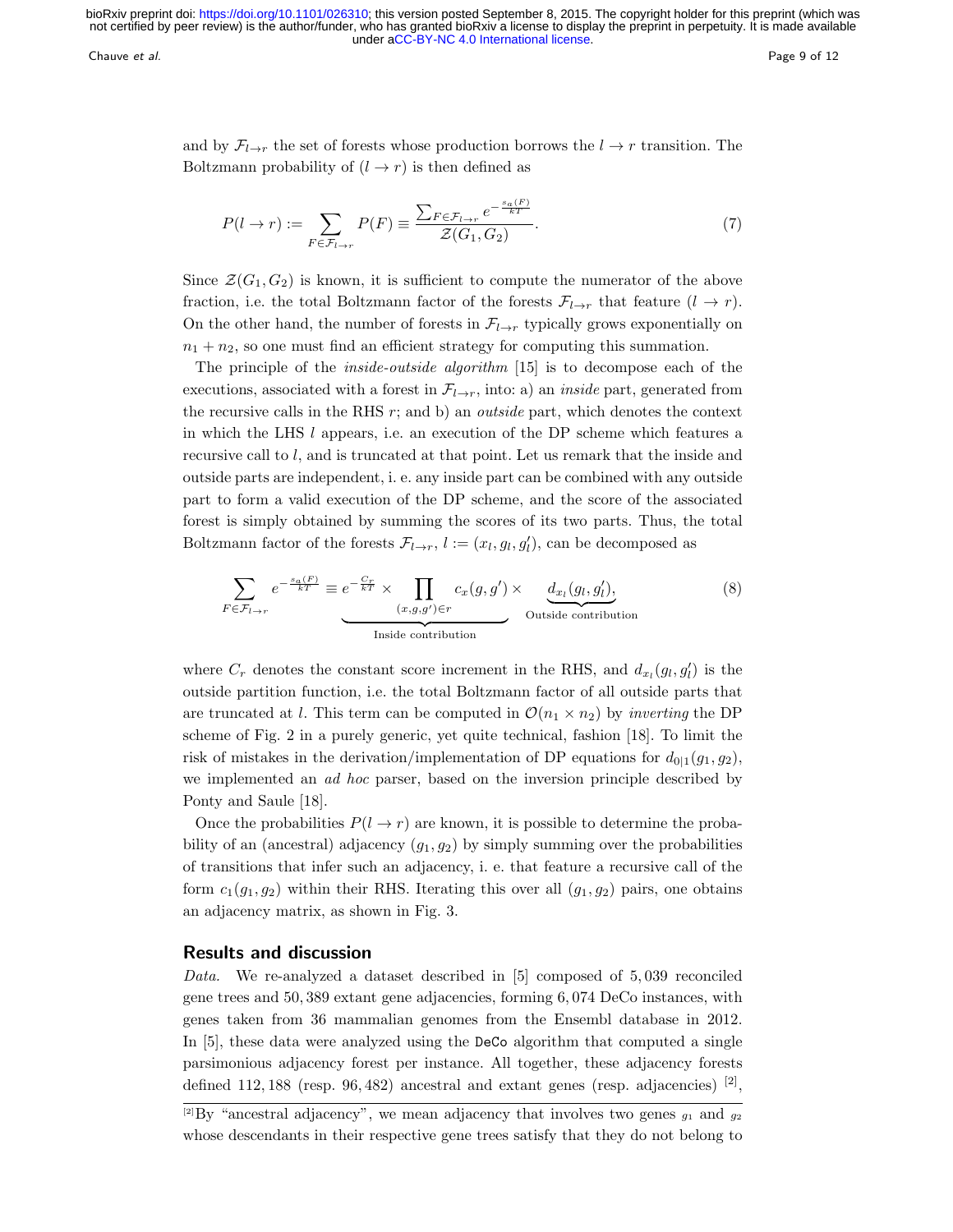and by $\mathcal{F}_{l\to r}$ the set of forests whose production borrows the $l \to r$ transition. The Boltzmann probability of $(l \to r)$ is then defined as

$$P(l \to r) := \sum_{F \in \mathcal{F}_{l\to r}} P(F) \equiv \frac{\sum_{F\in\mathcal{F}_{l\to r}} e^{-\frac{s_a(F)}{kT}}}{\mathcal{Z}(G_1, G_2)}. \tag{7}$$

Since $\mathcal{Z}(G_1, G_2)$ is known, it is sufficient to compute the numerator of the above fraction, i.e. the total Boltzmann factor of the forests $\mathcal{F}_{l\to r}$ that feature $(l \to r)$. On the other hand, the number of forests in $\mathcal{F}_{l\to r}$ typically grows exponentially on $n_1 + n_2$, so one must find an efficient strategy for computing this summation.

The principle of the *inside-outside algorithm* [15] is to decompose each of the executions, associated with a forest in $\mathcal{F}_{l\to r}$, into: a) an *inside* part, generated from the recursive calls in the RHS $r$; and b) an *outside* part, which denotes the context in which the LHS $l$ appears, i.e. an execution of the DP scheme which features a recursive call to $l$, and is truncated at that point. Let us remark that the inside and outside parts are independent, i. e. any inside part can be combined with any outside part to form a valid execution of the DP scheme, and the score of the associated forest is simply obtained by summing the scores of its two parts. Thus, the total Boltzmann factor of the forests $\mathcal{F}_{l\to r}$, $l := (x_l, g_l, g'_l)$, can be decomposed as

$$\sum_{F\in\mathcal{F}_{l\to r}} e^{-\frac{s_a(F)}{kT}} \equiv \underbrace{e^{-\frac{C_r}{kT}} \times \prod_{(x,g,g')\in r} c_x(g, g')}_{\text{Inside contribution}} \times \underbrace{d_{x_l}(g_l, g'_l)}_{\text{Outside contribution}}, \tag{8}$$

where $C_r$ denotes the constant score increment in the RHS, and $d_{x_l}(g_l, g'_l)$ is the outside partition function, i.e. the total Boltzmann factor of all outside parts that are truncated at $l$. This term can be computed in $\mathcal{O}(n_1 \times n_2)$ by *inverting* the DP scheme of Fig. 2 in a purely generic, yet quite technical, fashion [18]. To limit the risk of mistakes in the derivation/implementation of DP equations for $d_{0|1}(g_1, g_2)$, we implemented an *ad hoc* parser, based on the inversion principle described by Ponty and Saule [18].

Once the probabilities $P(l \to r)$ are known, it is possible to determine the probability of an (ancestral) adjacency $(g_1, g_2)$ by simply summing over the probabilities of transitions that infer such an adjacency, i. e. that feature a recursive call of the form $c_1(g_1, g_2)$ within their RHS. Iterating this over all $(g_1, g_2)$ pairs, one obtains an adjacency matrix, as shown in Fig. 3.

## Results and discussion

*Data.* We re-analyzed a dataset described in [5] composed of 5,039 reconciled gene trees and 50,389 extant gene adjacencies, forming 6,074 DeCo instances, with genes taken from 36 mammalian genomes from the Ensembl database in 2012. In [5], these data were analyzed using the `DeCo` algorithm that computed a single parsimonious adjacency forest per instance. All together, these adjacency forests defined 112,188 (resp. 96,482) ancestral and extant genes (resp. adjacencies) [2],

[2]By "ancestral adjacency", we mean adjacency that involves two genes $g_1$ and $g_2$ whose descendants in their respective gene trees satisfy that they do not belong to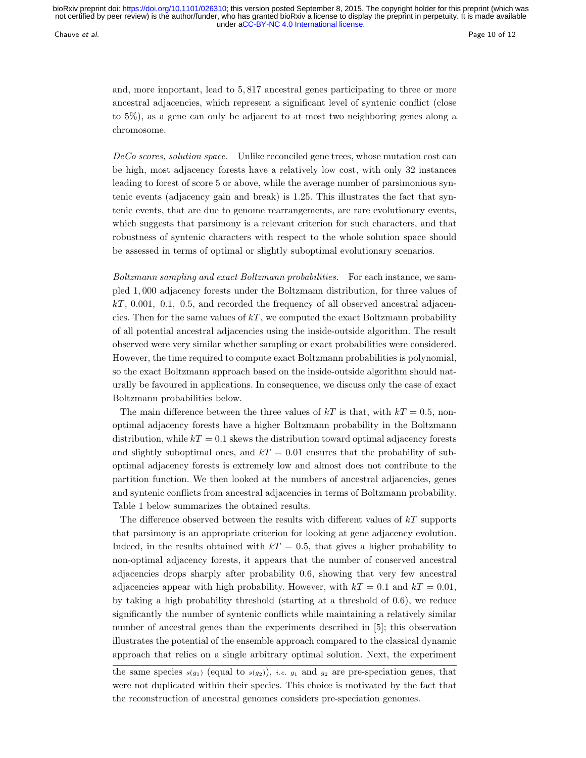and, more important, lead to 5,817 ancestral genes participating to three or more ancestral adjacencies, which represent a significant level of syntenic conflict (close to 5%), as a gene can only be adjacent to at most two neighboring genes along a chromosome.

*DeCo scores, solution space.* Unlike reconciled gene trees, whose mutation cost can be high, most adjacency forests have a relatively low cost, with only 32 instances leading to forest of score 5 or above, while the average number of parsimonious syntenic events (adjacency gain and break) is 1.25. This illustrates the fact that syntenic events, that are due to genome rearrangements, are rare evolutionary events, which suggests that parsimony is a relevant criterion for such characters, and that robustness of syntenic characters with respect to the whole solution space should be assessed in terms of optimal or slightly suboptimal evolutionary scenarios.

*Boltzmann sampling and exact Boltzmann probabilities.* For each instance, we sampled 1,000 adjacency forests under the Boltzmann distribution, for three values of $kT$, 0.001, 0.1, 0.5, and recorded the frequency of all observed ancestral adjacencies. Then for the same values of $kT$, we computed the exact Boltzmann probability of all potential ancestral adjacencies using the inside-outside algorithm. The result observed were very similar whether sampling or exact probabilities were considered. However, the time required to compute exact Boltzmann probabilities is polynomial, so the exact Boltzmann approach based on the inside-outside algorithm should naturally be favoured in applications. In consequence, we discuss only the case of exact Boltzmann probabilities below.

The main difference between the three values of $kT$ is that, with $kT = 0.5$, non-optimal adjacency forests have a higher Boltzmann probability in the Boltzmann distribution, while $kT = 0.1$ skews the distribution toward optimal adjacency forests and slightly suboptimal ones, and $kT = 0.01$ ensures that the probability of suboptimal adjacency forests is extremely low and almost does not contribute to the partition function. We then looked at the numbers of ancestral adjacencies, genes and syntenic conflicts from ancestral adjacencies in terms of Boltzmann probability. Table 1 below summarizes the obtained results.

The difference observed between the results with different values of $kT$ supports that parsimony is an appropriate criterion for looking at gene adjacency evolution. Indeed, in the results obtained with $kT = 0.5$, that gives a higher probability to non-optimal adjacency forests, it appears that the number of conserved ancestral adjacencies drops sharply after probability 0.6, showing that very few ancestral adjacencies appear with high probability. However, with $kT = 0.1$ and $kT = 0.01$, by taking a high probability threshold (starting at a threshold of 0.6), we reduce significantly the number of syntenic conflicts while maintaining a relatively similar number of ancestral genes than the experiments described in [5]; this observation illustrates the potential of the ensemble approach compared to the classical dynamic approach that relies on a single arbitrary optimal solution. Next, the experiment

---

the same species $s(g_1)$ (equal to $s(g_2)$), *i.e.* $g_1$ and $g_2$ are pre-speciation genes, that were not duplicated within their species. This choice is motivated by the fact that the reconstruction of ancestral genomes considers pre-speciation genomes.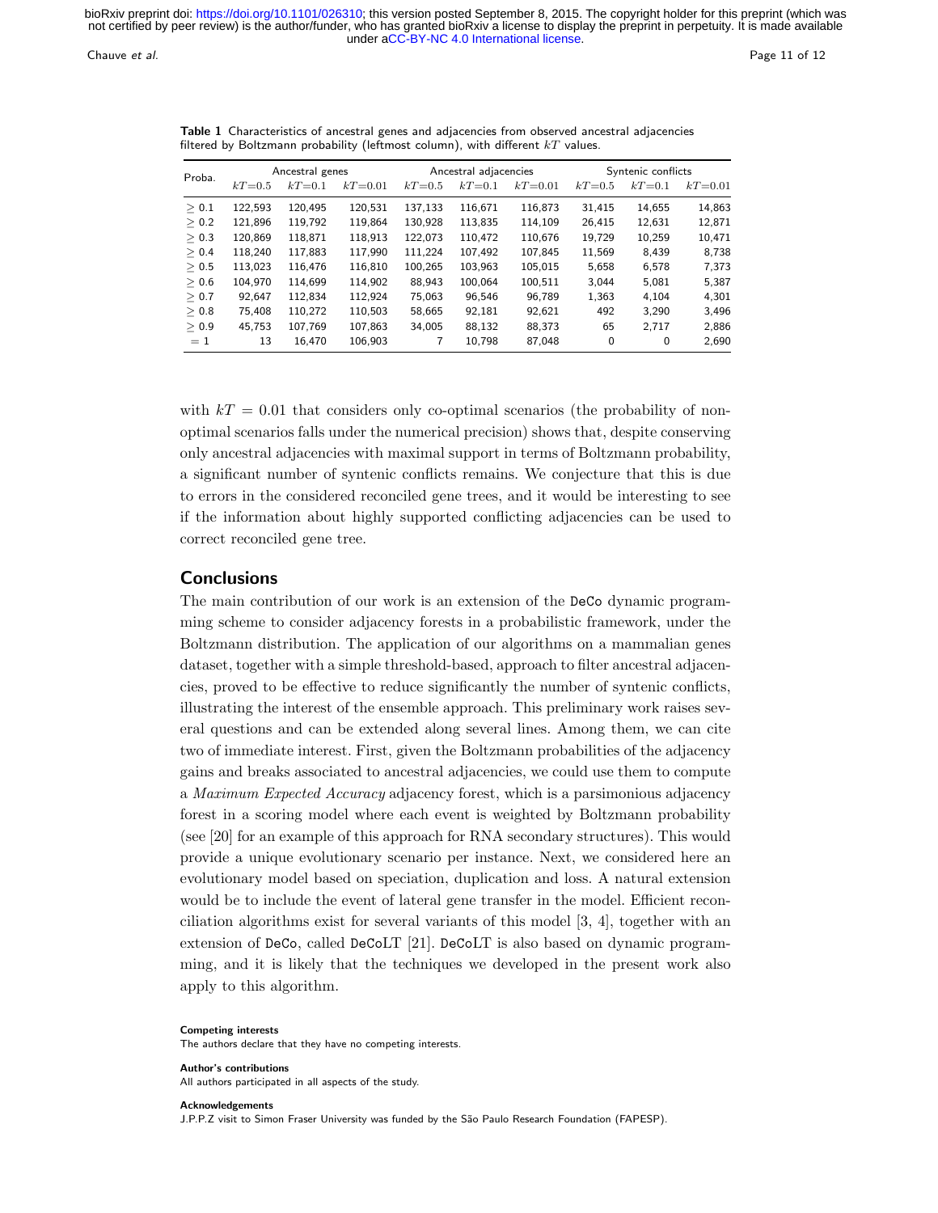**Table 1** Characteristics of ancestral genes and adjacencies from observed ancestral adjacencies filtered by Boltzmann probability (leftmost column), with different $kT$ values.

| Proba. | Ancestral genes | | | Ancestral adjacencies | | | Syntenic conflicts | | |
|---|---|---|---|---|---|---|---|---|---|
| | $kT$=0.5 | $kT$=0.1 | $kT$=0.01 | $kT$=0.5 | $kT$=0.1 | $kT$=0.01 | $kT$=0.5 | $kT$=0.1 | $kT$=0.01 |
| $\geq$ 0.1 | 122,593 | 120,495 | 120,531 | 137,133 | 116,671 | 116,873 | 31,415 | 14,655 | 14,863 |
| $\geq$ 0.2 | 121,896 | 119,792 | 119,864 | 130,928 | 113,835 | 114,109 | 26,415 | 12,631 | 12,871 |
| $\geq$ 0.3 | 120,869 | 118,871 | 118,913 | 122,073 | 110,472 | 110,676 | 19,729 | 10,259 | 10,471 |
| $\geq$ 0.4 | 118,240 | 117,883 | 117,990 | 111,224 | 107,492 | 107,845 | 11,569 | 8,439 | 8,738 |
| $\geq$ 0.5 | 113,023 | 116,476 | 116,810 | 100,265 | 103,963 | 105,015 | 5,658 | 6,578 | 7,373 |
| $\geq$ 0.6 | 104,970 | 114,699 | 114,902 | 88,943 | 100,064 | 100,511 | 3,044 | 5,081 | 5,387 |
| $\geq$ 0.7 | 92,647 | 112,834 | 112,924 | 75,063 | 96,546 | 96,789 | 1,363 | 4,104 | 4,301 |
| $\geq$ 0.8 | 75,408 | 110,272 | 110,503 | 58,665 | 92,181 | 92,621 | 492 | 3,290 | 3,496 |
| $\geq$ 0.9 | 45,753 | 107,769 | 107,863 | 34,005 | 88,132 | 88,373 | 65 | 2,717 | 2,886 |
| $=$ 1 | 13 | 16,470 | 106,903 | 7 | 10,798 | 87,048 | 0 | 0 | 2,690 |

with $kT = 0.01$ that considers only co-optimal scenarios (the probability of non-optimal scenarios falls under the numerical precision) shows that, despite conserving only ancestral adjacencies with maximal support in terms of Boltzmann probability, a significant number of syntenic conflicts remains. We conjecture that this is due to errors in the considered reconciled gene trees, and it would be interesting to see if the information about highly supported conflicting adjacencies can be used to correct reconciled gene tree.

## Conclusions

The main contribution of our work is an extension of the DeCo dynamic programming scheme to consider adjacency forests in a probabilistic framework, under the Boltzmann distribution. The application of our algorithms on a mammalian genes dataset, together with a simple threshold-based, approach to filter ancestral adjacencies, proved to be effective to reduce significantly the number of syntenic conflicts, illustrating the interest of the ensemble approach. This preliminary work raises several questions and can be extended along several lines. Among them, we can cite two of immediate interest. First, given the Boltzmann probabilities of the adjacency gains and breaks associated to ancestral adjacencies, we could use them to compute a *Maximum Expected Accuracy* adjacency forest, which is a parsimonious adjacency forest in a scoring model where each event is weighted by Boltzmann probability (see [20] for an example of this approach for RNA secondary structures). This would provide a unique evolutionary scenario per instance. Next, we considered here an evolutionary model based on speciation, duplication and loss. A natural extension would be to include the event of lateral gene transfer in the model. Efficient reconciliation algorithms exist for several variants of this model [3, 4], together with an extension of DeCo, called DeCoLT [21]. DeCoLT is also based on dynamic programming, and it is likely that the techniques we developed in the present work also apply to this algorithm.

**Competing interests**

The authors declare that they have no competing interests.

**Author's contributions**

All authors participated in all aspects of the study.

**Acknowledgements**

J.P.P.Z visit to Simon Fraser University was funded by the São Paulo Research Foundation (FAPESP).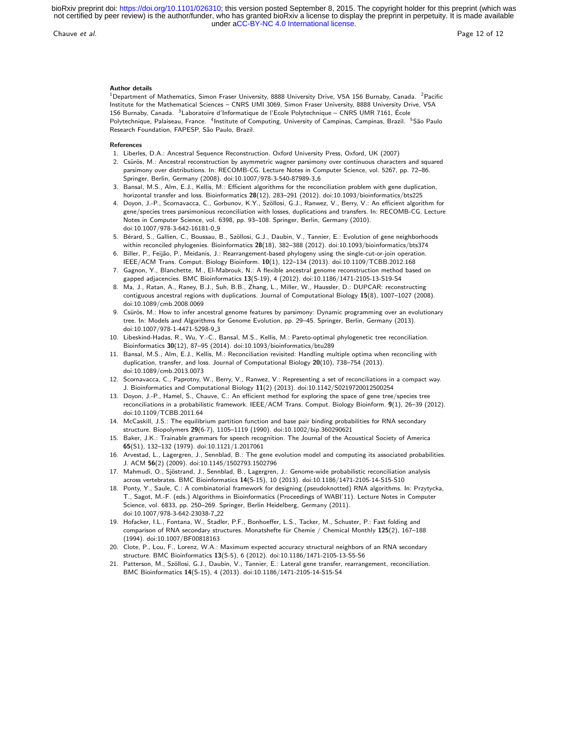**Author details**

[1]Department of Mathematics, Simon Fraser University, 8888 University Drive, V5A 1S6 Burnaby, Canada. [2]Pacific Institute for the Mathematical Sciences – CNRS UMI 3069, Simon Fraser University, 8888 University Drive, V5A 1S6 Burnaby, Canada. [3]Laboratoire d'Informatique de l'Ecole Polytechnique – CNRS UMR 7161, École Polytechnique, Palaiseau, France. [4]Institute of Computing, University of Campinas, Campinas, Brazil. [5]São Paulo Research Foundation, FAPESP, São Paulo, Brazil.

**References**

1. Liberles, D.A.: Ancestral Sequence Reconstruction. Oxford University Press, Oxford, UK (2007)
2. Csűrös, M.: Ancestral reconstruction by asymmetric wagner parsimony over continuous characters and squared parsimony over distributions. In: RECOMB-CG. Lecture Notes in Computer Science, vol. 5267, pp. 72–86. Springer, Berlin, Germany (2008). doi:10.1007/978-3-540-87989-3_6
3. Bansal, M.S., Alm, E.J., Kellis, M.: Efficient algorithms for the reconciliation problem with gene duplication, horizontal transfer and loss. Bioinformatics **28**(12), 283–291 (2012). doi:10.1093/bioinformatics/bts225
4. Doyon, J.-P., Scornavacca, C., Gorbunov, K.Y., Szöllosi, G.J., Ranwez, V., Berry, V.: An efficient algorithm for gene/species trees parsimonious reconciliation with losses, duplications and transfers. In: RECOMB-CG. Lecture Notes in Computer Science, vol. 6398, pp. 93–108. Springer, Berlin, Germany (2010). doi:10.1007/978-3-642-16181-0_9
5. Bérard, S., Gallien, C., Boussau, B., Szöllosi, G.J., Daubin, V., Tannier, E.: Evolution of gene neighborhoods within reconciled phylogenies. Bioinformatics **28**(18), 382–388 (2012). doi:10.1093/bioinformatics/bts374
6. Biller, P., Feijão, P., Meidanis, J.: Rearrangement-based phylogeny using the single-cut-or-join operation. IEEE/ACM Trans. Comput. Biology Bioinform. **10**(1), 122–134 (2013). doi:10.1109/TCBB.2012.168
7. Gagnon, Y., Blanchette, M., El-Mabrouk, N.: A flexible ancestral genome reconstruction method based on gapped adjacencies. BMC Bioinformatics **13**(S-19), 4 (2012). doi:10.1186/1471-2105-13-S19-S4
8. Ma, J., Ratan, A., Raney, B.J., Suh, B.B., Zhang, L., Miller, W., Haussler, D.: DUPCAR: reconstructing contiguous ancestral regions with duplications. Journal of Computational Biology **15**(8), 1007–1027 (2008). doi:10.1089/cmb.2008.0069
9. Csűrös, M.: How to infer ancestral genome features by parsimony: Dynamic programming over an evolutionary tree. In: Models and Algorithms for Genome Evolution, pp. 29–45. Springer, Berlin, Germany (2013). doi:10.1007/978-1-4471-5298-9_3
10. Libeskind-Hadas, R., Wu, Y.-C., Bansal, M.S., Kellis, M.: Pareto-optimal phylogenetic tree reconciliation. Bioinformatics **30**(12), 87–95 (2014). doi:10.1093/bioinformatics/btu289
11. Bansal, M.S., Alm, E.J., Kellis, M.: Reconciliation revisited: Handling multiple optima when reconciling with duplication, transfer, and loss. Journal of Computational Biology **20**(10), 738–754 (2013). doi:10.1089/cmb.2013.0073
12. Scornavacca, C., Paprotny, W., Berry, V., Ranwez, V.: Representing a set of reconciliations in a compact way. J. Bioinformatics and Computational Biology **11**(2) (2013). doi:10.1142/S0219720012500254
13. Doyon, J.-P., Hamel, S., Chauve, C.: An efficient method for exploring the space of gene tree/species tree reconciliations in a probabilistic framework. IEEE/ACM Trans. Comput. Biology Bioinform. **9**(1), 26–39 (2012). doi:10.1109/TCBB.2011.64
14. McCaskill, J.S.: The equilibrium partition function and base pair binding probabilities for RNA secondary structure. Biopolymers **29**(6-7), 1105–1119 (1990). doi:10.1002/bip.360290621
15. Baker, J.K.: Trainable grammars for speech recognition. The Journal of the Acoustical Society of America **65**(S1), 132–132 (1979). doi:10.1121/1.2017061
16. Arvestad, L., Lagergren, J., Sennblad, B.: The gene evolution model and computing its associated probabilities. J. ACM **56**(2) (2009). doi:10.1145/1502793.1502796
17. Mahmudi, O., Sjöstrand, J., Sennblad, B., Lagergren, J.: Genome-wide probabilistic reconciliation analysis across vertebrates. BMC Bioinformatics **14**(S-15), 10 (2013). doi:10.1186/1471-2105-14-S15-S10
18. Ponty, Y., Saule, C.: A combinatorial framework for designing (pseudoknotted) RNA algorithms. In: Przytycka, T., Sagot, M.-F. (eds.) Algorithms in Bioinformatics (Proceedings of WABI'11). Lecture Notes in Computer Science, vol. 6833, pp. 250–269. Springer, Berlin Heidelberg, Germany (2011). doi:10.1007/978-3-642-23038-7_22
19. Hofacker, I.L., Fontana, W., Stadler, P.F., Bonhoeffer, L.S., Tacker, M., Schuster, P.: Fast folding and comparison of RNA secondary structures. Monatshefte für Chemie / Chemical Monthly **125**(2), 167–188 (1994). doi:10.1007/BF00818163
20. Clote, P., Lou, F., Lorenz, W.A.: Maximum expected accuracy structural neighbors of an RNA secondary structure. BMC Bioinformatics **13**(S-5), 6 (2012). doi:10.1186/1471-2105-13-S5-S6
21. Patterson, M., Szöllosi, G.J., Daubin, V., Tannier, E.: Lateral gene transfer, rearrangement, reconciliation. BMC Bioinformatics **14**(S-15), 4 (2013). doi:10.1186/1471-2105-14-S15-S4